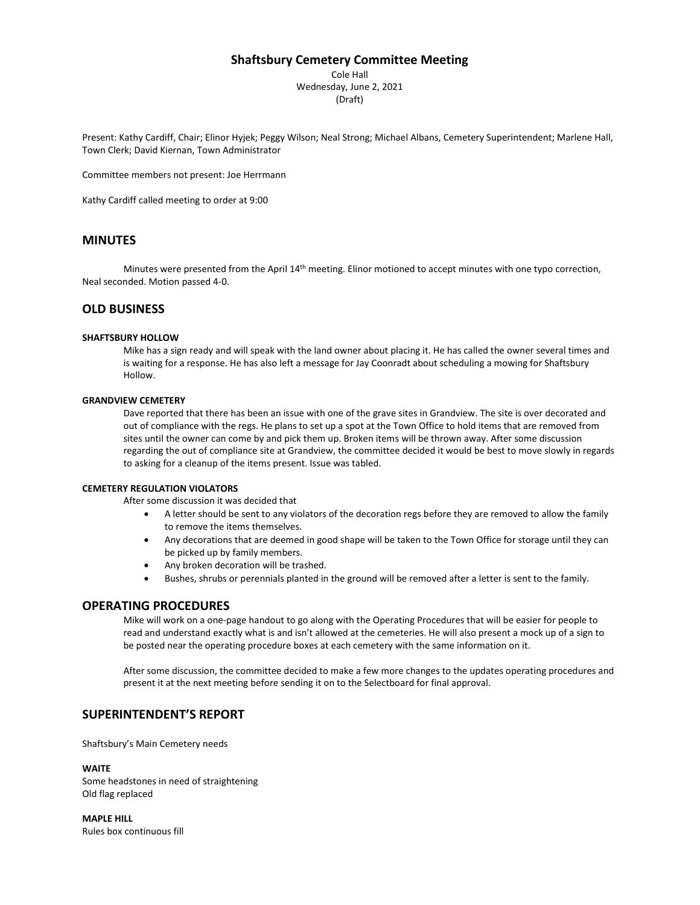# Shaftsbury Cemetery Committee Meeting

Cole Hall
Wednesday, June 2, 2021
(Draft)

Present: Kathy Cardiff, Chair; Elinor Hyjek; Peggy Wilson; Neal Strong; Michael Albans, Cemetery Superintendent; Marlene Hall, Town Clerk; David Kiernan, Town Administrator

Committee members not present: Joe Herrmann

Kathy Cardiff called meeting to order at 9:00

## MINUTES

Minutes were presented from the April 14th meeting. Elinor motioned to accept minutes with one typo correction, Neal seconded. Motion passed 4-0.

## OLD BUSINESS

#### SHAFTSBURY HOLLOW

Mike has a sign ready and will speak with the land owner about placing it. He has called the owner several times and is waiting for a response. He has also left a message for Jay Coonradt about scheduling a mowing for Shaftsbury Hollow.

#### GRANDVIEW CEMETERY

Dave reported that there has been an issue with one of the grave sites in Grandview. The site is over decorated and out of compliance with the regs. He plans to set up a spot at the Town Office to hold items that are removed from sites until the owner can come by and pick them up. Broken items will be thrown away. After some discussion regarding the out of compliance site at Grandview, the committee decided it would be best to move slowly in regards to asking for a cleanup of the items present. Issue was tabled.

#### CEMETERY REGULATION VIOLATORS

After some discussion it was decided that

- A letter should be sent to any violators of the decoration regs before they are removed to allow the family to remove the items themselves.
- Any decorations that are deemed in good shape will be taken to the Town Office for storage until they can be picked up by family members.
- Any broken decoration will be trashed.
- Bushes, shrubs or perennials planted in the ground will be removed after a letter is sent to the family.

## OPERATING PROCEDURES

Mike will work on a one-page handout to go along with the Operating Procedures that will be easier for people to read and understand exactly what is and isn't allowed at the cemeteries. He will also present a mock up of a sign to be posted near the operating procedure boxes at each cemetery with the same information on it.

After some discussion, the committee decided to make a few more changes to the updates operating procedures and present it at the next meeting before sending it on to the Selectboard for final approval.

## SUPERINTENDENT'S REPORT

Shaftsbury's Main Cemetery needs

**WAITE**
Some headstones in need of straightening
Old flag replaced

**MAPLE HILL**
Rules box continuous fill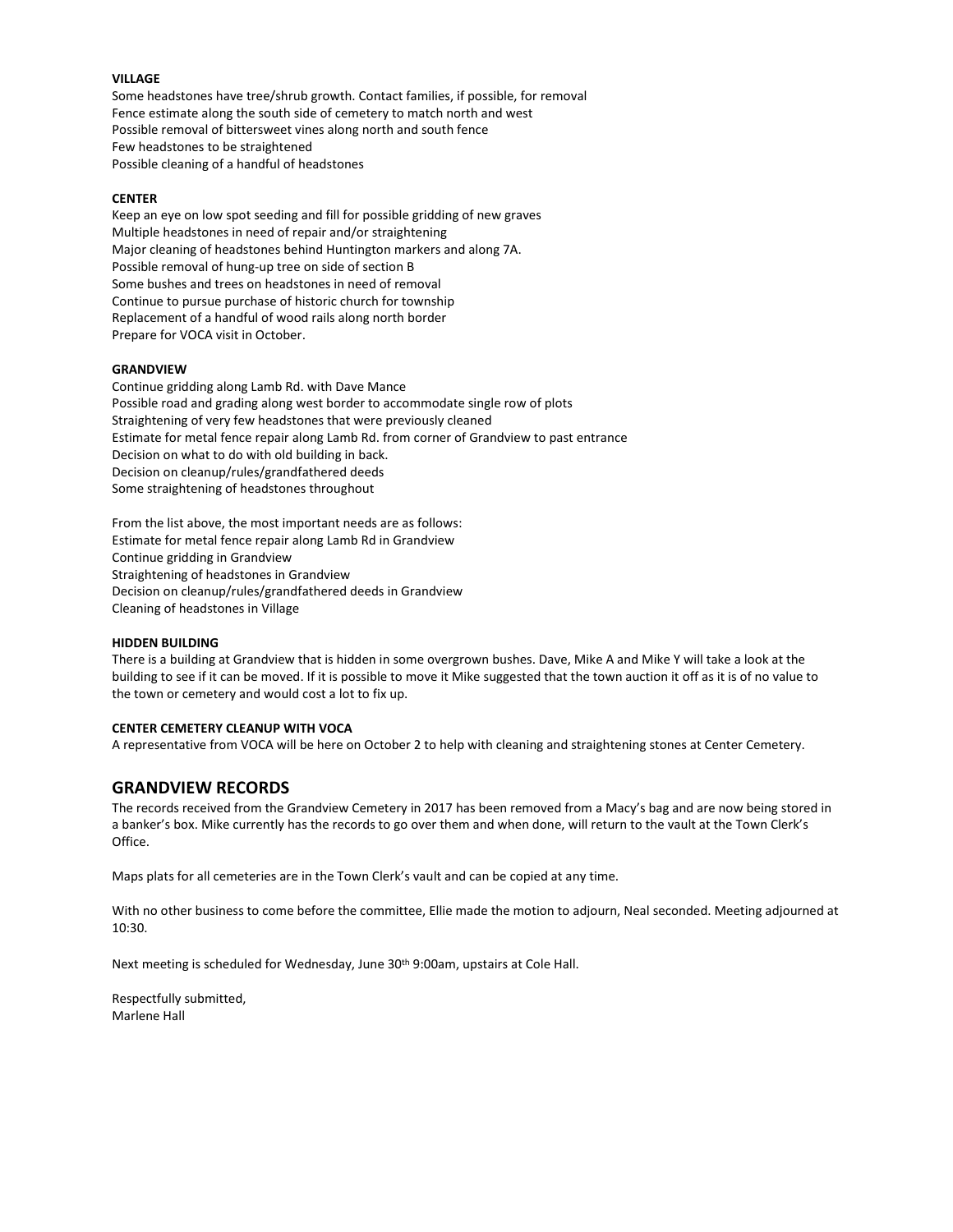**VILLAGE**

Some headstones have tree/shrub growth. Contact families, if possible, for removal
Fence estimate along the south side of cemetery to match north and west
Possible removal of bittersweet vines along north and south fence
Few headstones to be straightened
Possible cleaning of a handful of headstones

**CENTER**

Keep an eye on low spot seeding and fill for possible gridding of new graves
Multiple headstones in need of repair and/or straightening
Major cleaning of headstones behind Huntington markers and along 7A.
Possible removal of hung-up tree on side of section B
Some bushes and trees on headstones in need of removal
Continue to pursue purchase of historic church for township
Replacement of a handful of wood rails along north border
Prepare for VOCA visit in October.

**GRANDVIEW**

Continue gridding along Lamb Rd. with Dave Mance
Possible road and grading along west border to accommodate single row of plots
Straightening of very few headstones that were previously cleaned
Estimate for metal fence repair along Lamb Rd. from corner of Grandview to past entrance
Decision on what to do with old building in back.
Decision on cleanup/rules/grandfathered deeds
Some straightening of headstones throughout

From the list above, the most important needs are as follows:
Estimate for metal fence repair along Lamb Rd in Grandview
Continue gridding in Grandview
Straightening of headstones in Grandview
Decision on cleanup/rules/grandfathered deeds in Grandview
Cleaning of headstones in Village

**HIDDEN BUILDING**

There is a building at Grandview that is hidden in some overgrown bushes. Dave, Mike A and Mike Y will take a look at the building to see if it can be moved. If it is possible to move it Mike suggested that the town auction it off as it is of no value to the town or cemetery and would cost a lot to fix up.

**CENTER CEMETERY CLEANUP WITH VOCA**

A representative from VOCA will be here on October 2 to help with cleaning and straightening stones at Center Cemetery.

## GRANDVIEW RECORDS

The records received from the Grandview Cemetery in 2017 has been removed from a Macy's bag and are now being stored in a banker's box. Mike currently has the records to go over them and when done, will return to the vault at the Town Clerk's Office.

Maps plats for all cemeteries are in the Town Clerk's vault and can be copied at any time.

With no other business to come before the committee, Ellie made the motion to adjourn, Neal seconded. Meeting adjourned at 10:30.

Next meeting is scheduled for Wednesday, June 30th 9:00am, upstairs at Cole Hall.

Respectfully submitted,
Marlene Hall